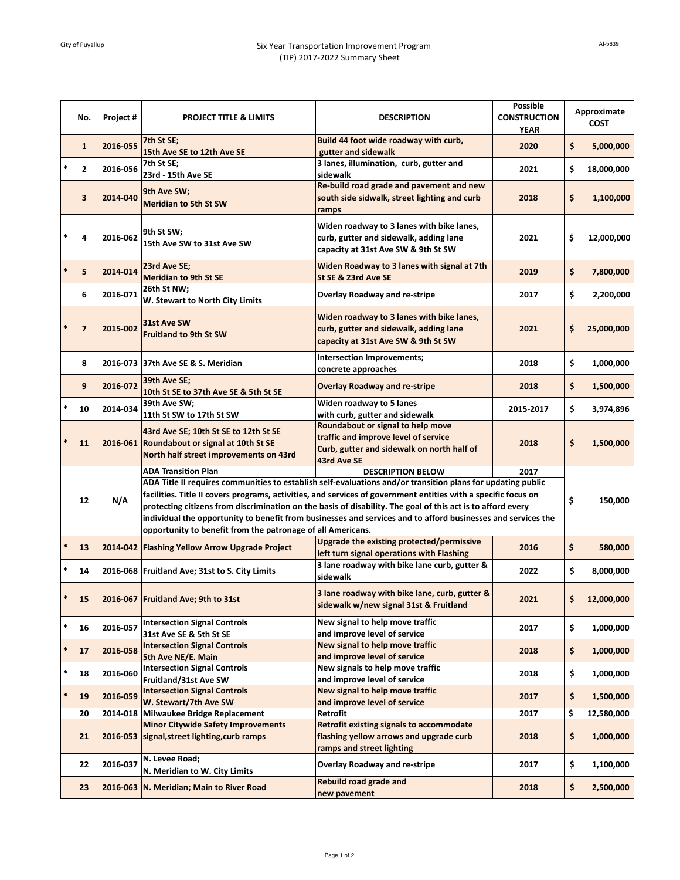City of Puyallup

AI-5639

# Six Year Transportation Improvement Program (TIP) 2017-2022 Summary Sheet

| | No. | Project # | PROJECT TITLE & LIMITS | DESCRIPTION | Possible CONSTRUCTION YEAR | Approximate COST |
|---|---|---|---|---|---|---|
| | 1 | 2016-055 | 7th St SE; 15th Ave SE to 12th Ave SE | Build 44 foot wide roadway with curb, gutter and sidewalk | 2020 | $ 5,000,000 |
| * | 2 | 2016-056 | 7th St SE; 23rd - 15th Ave SE | 3 lanes, illumination, curb, gutter and sidewalk | 2021 | $ 18,000,000 |
| | 3 | 2014-040 | 9th Ave SW; Meridian to 5th St SW | Re-build road grade and pavement and new south side sidwalk, street lighting and curb ramps | 2018 | $ 1,100,000 |
| * | 4 | 2016-062 | 9th St SW; 15th Ave SW to 31st Ave SW | Widen roadway to 3 lanes with bike lanes, curb, gutter and sidewalk, adding lane capacity at 31st Ave SW & 9th St SW | 2021 | $ 12,000,000 |
| * | 5 | 2014-014 | 23rd Ave SE; Meridian to 9th St SE | Widen Roadway to 3 lanes with signal at 7th St SE & 23rd Ave SE | 2019 | $ 7,800,000 |
| | 6 | 2016-071 | 26th St NW; W. Stewart to North City Limits | Overlay Roadway and re-stripe | 2017 | $ 2,200,000 |
| * | 7 | 2015-002 | 31st Ave SW Fruitland to 9th St SW | Widen roadway to 3 lanes with bike lanes, curb, gutter and sidewalk, adding lane capacity at 31st Ave SW & 9th St SW | 2021 | $ 25,000,000 |
| | 8 | 2016-073 | 37th Ave SE & S. Meridian | Intersection Improvements; concrete approaches | 2018 | $ 1,000,000 |
| | 9 | 2016-072 | 39th Ave SE; 10th St SE to 37th Ave SE & 5th St SE | Overlay Roadway and re-stripe | 2018 | $ 1,500,000 |
| * | 10 | 2014-034 | 39th Ave SW; 11th St SW to 17th St SW | Widen roadway to 5 lanes with curb, gutter and sidewalk | 2015-2017 | $ 3,974,896 |
| * | 11 | 2016-061 | 43rd Ave SE; 10th St SE to 12th St SE Roundabout or signal at 10th St SE North half street improvements on 43rd | Roundabout or signal to help move traffic and improve level of service Curb, gutter and sidewalk on north half of 43rd Ave SE | 2018 | $ 1,500,000 |
| | 12 | N/A | ADA Transition Plan — ADA Title II requires communities to establish self-evaluations and/or transition plans for updating public facilities. Title II covers programs, activities, and services of government entities with a specific focus on protecting citizens from discrimination on the basis of disability. The goal of this act is to afford every individual the opportunity to benefit from businesses and services and to afford businesses and services the opportunity to benefit from the patronage of all Americans. | DESCRIPTION BELOW | 2017 | $ 150,000 |
| * | 13 | 2014-042 | Flashing Yellow Arrow Upgrade Project | Upgrade the existing protected/permissive left turn signal operations with Flashing | 2016 | $ 580,000 |
| * | 14 | 2016-068 | Fruitland Ave; 31st to S. City Limits | 3 lane roadway with bike lane curb, gutter & sidewalk | 2022 | $ 8,000,000 |
| * | 15 | 2016-067 | Fruitland Ave; 9th to 31st | 3 lane roadway with bike lane, curb, gutter & sidewalk w/new signal 31st & Fruitland | 2021 | $ 12,000,000 |
| * | 16 | 2016-057 | Intersection Signal Controls 31st Ave SE & 5th St SE | New signal to help move traffic and improve level of service | 2017 | $ 1,000,000 |
| * | 17 | 2016-058 | Intersection Signal Controls 5th Ave NE/E. Main | New signal to help move traffic and improve level of service | 2018 | $ 1,000,000 |
| * | 18 | 2016-060 | Intersection Signal Controls Fruitland/31st Ave SW | New signals to help move traffic and improve level of service | 2018 | $ 1,000,000 |
| * | 19 | 2016-059 | Intersection Signal Controls W. Stewart/7th Ave SW | New signal to help move traffic and improve level of service | 2017 | $ 1,500,000 |
| | 20 | 2014-018 | Milwaukee Bridge Replacement | Retrofit | 2017 | $ 12,580,000 |
| | 21 | 2016-053 | Minor Citywide Safety Improvements signal,street lighting,curb ramps | Retrofit existing signals to accommodate flashing yellow arrows and upgrade curb ramps and street lighting | 2018 | $ 1,000,000 |
| | 22 | 2016-037 | N. Levee Road; N. Meridian to W. City Limits | Overlay Roadway and re-stripe | 2017 | $ 1,100,000 |
| | 23 | 2016-063 | N. Meridian; Main to River Road | Rebuild road grade and new pavement | 2018 | $ 2,500,000 |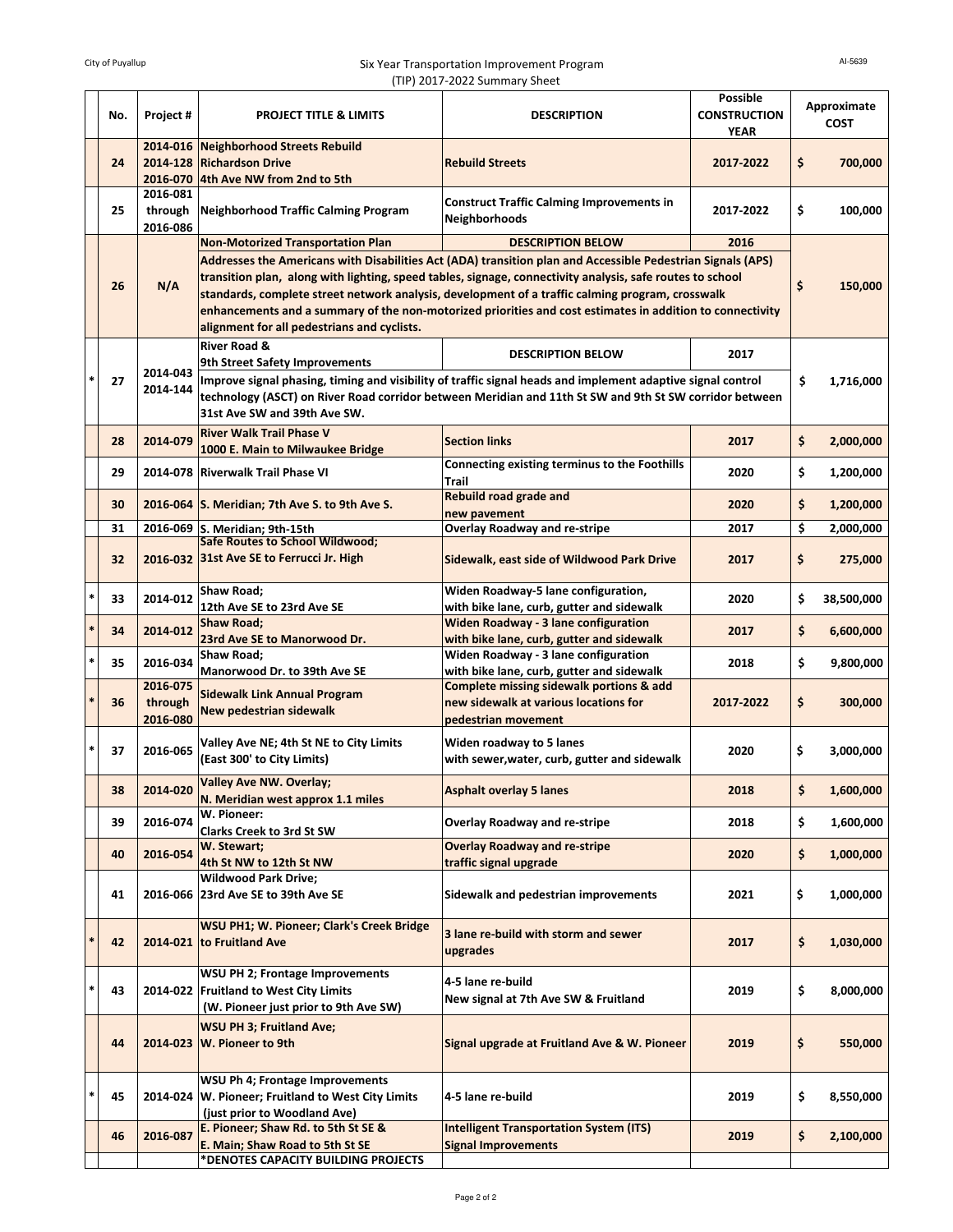City of Puyallup

AI-5639

# Six Year Transportation Improvement Program
## (TIP) 2017-2022 Summary Sheet

| | No. | Project # | PROJECT TITLE & LIMITS | DESCRIPTION | Possible CONSTRUCTION YEAR | Approximate COST |
|---|---|---|---|---|---|---|
| | 24 | 2014-016 2014-128 2016-070 | Neighborhood Streets Rebuild Richardson Drive 4th Ave NW from 2nd to 5th | Rebuild Streets | 2017-2022 | $ 700,000 |
| | 25 | 2016-081 through 2016-086 | Neighborhood Traffic Calming Program | Construct Traffic Calming Improvements in Neighborhoods | 2017-2022 | $ 100,000 |
| | 26 | N/A | Non-Motorized Transportation Plan | DESCRIPTION BELOW | 2016 | $ 150,000 |
| | | | Addresses the Americans with Disabilities Act (ADA) transition plan and Accessible Pedestrian Signals (APS) transition plan, along with lighting, speed tables, signage, connectivity analysis, safe routes to school standards, complete street network analysis, development of a traffic calming program, crosswalk enhancements and a summary of the non-motorized priorities and cost estimates in addition to connectivity alignment for all pedestrians and cyclists. | | | |
| * | 27 | 2014-043 2014-144 | River Road & 9th Street Safety Improvements | DESCRIPTION BELOW | 2017 | $ 1,716,000 |
| | | | Improve signal phasing, timing and visibility of traffic signal heads and implement adaptive signal control technology (ASCT) on River Road corridor between Meridian and 11th St SW and 9th St SW corridor between 31st Ave SW and 39th Ave SW. | | | |
| | 28 | 2014-079 | River Walk Trail Phase V 1000 E. Main to Milwaukee Bridge | Section links | 2017 | $ 2,000,000 |
| | 29 | 2014-078 | Riverwalk Trail Phase VI | Connecting existing terminus to the Foothills Trail | 2020 | $ 1,200,000 |
| | 30 | 2016-064 | S. Meridian; 7th Ave S. to 9th Ave S. | Rebuild road grade and new pavement | 2020 | $ 1,200,000 |
| | 31 | 2016-069 | S. Meridian; 9th-15th | Overlay Roadway and re-stripe | 2017 | $ 2,000,000 |
| | 32 | 2016-032 | Safe Routes to School Wildwood; 31st Ave SE to Ferrucci Jr. High | Sidewalk, east side of Wildwood Park Drive | 2017 | $ 275,000 |
| * | 33 | 2014-012 | Shaw Road; 12th Ave SE to 23rd Ave SE | Widen Roadway-5 lane configuration, with bike lane, curb, gutter and sidewalk | 2020 | $ 38,500,000 |
| * | 34 | 2014-012 | Shaw Road; 23rd Ave SE to Manorwood Dr. | Widen Roadway - 3 lane configuration with bike lane, curb, gutter and sidewalk | 2017 | $ 6,600,000 |
| * | 35 | 2016-034 | Shaw Road; Manorwood Dr. to 39th Ave SE | Widen Roadway - 3 lane configuration with bike lane, curb, gutter and sidewalk | 2018 | $ 9,800,000 |
| * | 36 | 2016-075 through 2016-080 | Sidewalk Link Annual Program New pedestrian sidewalk | Complete missing sidewalk portions & add new sidewalk at various locations for pedestrian movement | 2017-2022 | $ 300,000 |
| * | 37 | 2016-065 | Valley Ave NE; 4th St NE to City Limits (East 300' to City Limits) | Widen roadway to 5 lanes with sewer,water, curb, gutter and sidewalk | 2020 | $ 3,000,000 |
| | 38 | 2014-020 | Valley Ave NW. Overlay; N. Meridian west approx 1.1 miles | Asphalt overlay 5 lanes | 2018 | $ 1,600,000 |
| | 39 | 2016-074 | W. Pioneer: Clarks Creek to 3rd St SW | Overlay Roadway and re-stripe | 2018 | $ 1,600,000 |
| | 40 | 2016-054 | W. Stewart; 4th St NW to 12th St NW | Overlay Roadway and re-stripe traffic signal upgrade | 2020 | $ 1,000,000 |
| | 41 | 2016-066 | Wildwood Park Drive; 23rd Ave SE to 39th Ave SE | Sidewalk and pedestrian improvements | 2021 | $ 1,000,000 |
| * | 42 | 2014-021 | WSU PH1; W. Pioneer; Clark's Creek Bridge to Fruitland Ave | 3 lane re-build with storm and sewer upgrades | 2017 | $ 1,030,000 |
| * | 43 | 2014-022 | WSU PH 2; Frontage Improvements Fruitland to West City Limits (W. Pioneer just prior to 9th Ave SW) | 4-5 lane re-build New signal at 7th Ave SW & Fruitland | 2019 | $ 8,000,000 |
| | 44 | 2014-023 | WSU PH 3; Fruitland Ave; W. Pioneer to 9th | Signal upgrade at Fruitland Ave & W. Pioneer | 2019 | $ 550,000 |
| * | 45 | 2014-024 | WSU Ph 4; Frontage Improvements W. Pioneer; Fruitland to West City Limits (just prior to Woodland Ave) | 4-5 lane re-build | 2019 | $ 8,550,000 |
| | 46 | 2016-087 | E. Pioneer; Shaw Rd. to 5th St SE & E. Main; Shaw Road to 5th St SE | Intelligent Transportation System (ITS) Signal Improvements | 2019 | $ 2,100,000 |
| | | | *DENOTES CAPACITY BUILDING PROJECTS | | | |